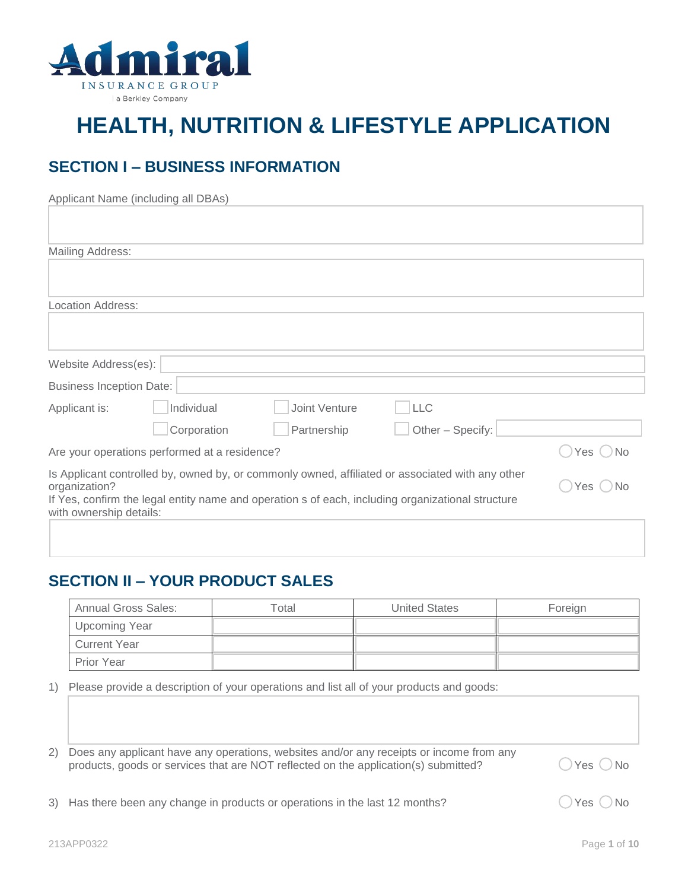Admiral
INSURANCE GROUP
a Berkley Company

# HEALTH, NUTRITION & LIFESTYLE APPLICATION

## SECTION I – BUSINESS INFORMATION

Applicant Name (including all DBAs)

Mailing Address:

Location Address:

Website Address(es):

Business Inception Date:

Applicant is: ☐ Individual ☐ Joint Venture ☐ LLC ☐ Corporation ☐ Partnership ☐ Other – Specify:

Are your operations performed at a residence? ◯ Yes ◯ No

Is Applicant controlled by, owned by, or commonly owned, affiliated or associated with any other organization? ◯ Yes ◯ No
If Yes, confirm the legal entity name and operation s of each, including organizational structure with ownership details:

## SECTION II – YOUR PRODUCT SALES

| Annual Gross Sales: | Total | United States | Foreign |
|---|---|---|---|
| Upcoming Year | | | |
| Current Year | | | |
| Prior Year | | | |

1) Please provide a description of your operations and list all of your products and goods:

2) Does any applicant have any operations, websites and/or any receipts or income from any products, goods or services that are NOT reflected on the application(s) submitted? ◯ Yes ◯ No

3) Has there been any change in products or operations in the last 12 months? ◯ Yes ◯ No

213APP0322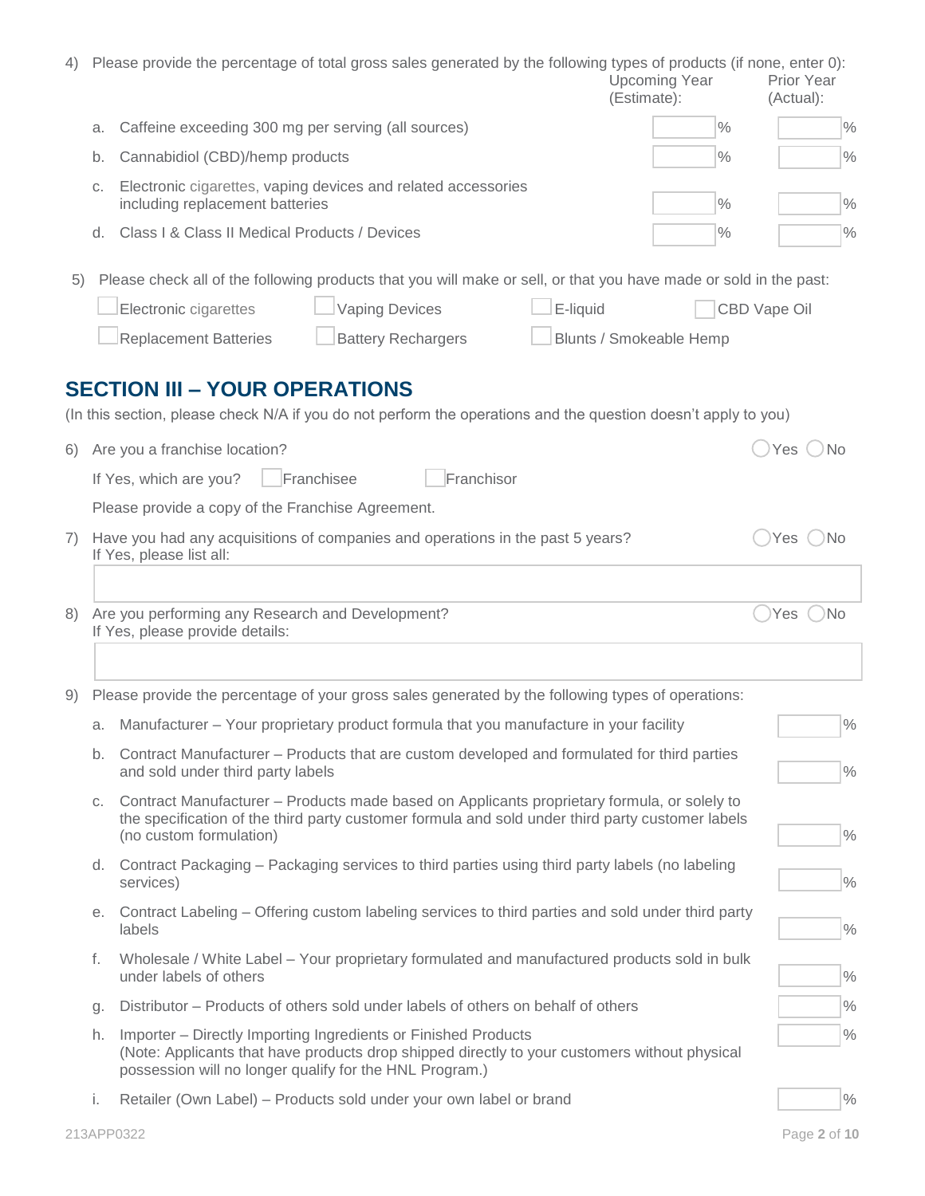4) Please provide the percentage of total gross sales generated by the following types of products (if none, enter 0):

| | Upcoming Year (Estimate): | Prior Year (Actual): |
|---|---|---|
| a. Caffeine exceeding 300 mg per serving (all sources) | % | % |
| b. Cannabidiol (CBD)/hemp products | % | % |
| c. Electronic cigarettes, vaping devices and related accessories including replacement batteries | % | % |
| d. Class I & Class II Medical Products / Devices | % | % |

5) Please check all of the following products that you will make or sell, or that you have made or sold in the past:

- ☐ Electronic cigarettes
- ☐ Vaping Devices
- ☐ E-liquid
- ☐ CBD Vape Oil
- ☐ Replacement Batteries
- ☐ Battery Rechargers
- ☐ Blunts / Smokeable Hemp

## SECTION III – YOUR OPERATIONS

(In this section, please check N/A if you do not perform the operations and the question doesn't apply to you)

6) Are you a franchise location? ◯ Yes ◯ No

If Yes, which are you? ☐ Franchisee ☐ Franchisor

Please provide a copy of the Franchise Agreement.

7) Have you had any acquisitions of companies and operations in the past 5 years? ◯ Yes ◯ No
If Yes, please list all:

8) Are you performing any Research and Development? ◯ Yes ◯ No
If Yes, please provide details:

9) Please provide the percentage of your gross sales generated by the following types of operations:

| | |
|---|---|
| a. Manufacturer – Your proprietary product formula that you manufacture in your facility | % |
| b. Contract Manufacturer – Products that are custom developed and formulated for third parties and sold under third party labels | % |
| c. Contract Manufacturer – Products made based on Applicants proprietary formula, or solely to the specification of the third party customer formula and sold under third party customer labels (no custom formulation) | % |
| d. Contract Packaging – Packaging services to third parties using third party labels (no labeling services) | % |
| e. Contract Labeling – Offering custom labeling services to third parties and sold under third party labels | % |
| f. Wholesale / White Label – Your proprietary formulated and manufactured products sold in bulk under labels of others | % |
| g. Distributor – Products of others sold under labels of others on behalf of others | % |
| h. Importer – Directly Importing Ingredients or Finished Products (Note: Applicants that have products drop shipped directly to your customers without physical possession will no longer qualify for the HNL Program.) | % |
| i. Retailer (Own Label) – Products sold under your own label or brand | % |

213APP0322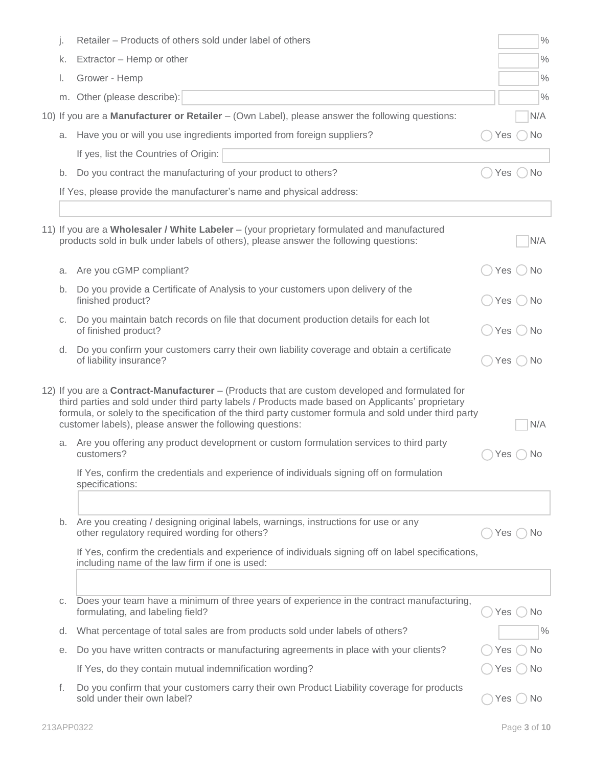j. Retailer – Products of others sold under label of others ______ %

k. Extractor – Hemp or other ______ %

l. Grower - Hemp ______ %

m. Other (please describe): ______ ______ %

10) If you are a **Manufacturer or Retailer** – (Own Label), please answer the following questions: ☐ N/A

a. Have you or will you use ingredients imported from foreign suppliers? ○ Yes ○ No

If yes, list the Countries of Origin: ______

b. Do you contract the manufacturing of your product to others? ○ Yes ○ No

If Yes, please provide the manufacturer's name and physical address:

______

11) If you are a **Wholesaler / White Labeler** – (your proprietary formulated and manufactured products sold in bulk under labels of others), please answer the following questions: ☐ N/A

a. Are you cGMP compliant? ○ Yes ○ No

b. Do you provide a Certificate of Analysis to your customers upon delivery of the finished product? ○ Yes ○ No

c. Do you maintain batch records on file that document production details for each lot of finished product? ○ Yes ○ No

d. Do you confirm your customers carry their own liability coverage and obtain a certificate of liability insurance? ○ Yes ○ No

12) If you are a **Contract-Manufacturer** – (Products that are custom developed and formulated for third parties and sold under third party labels / Products made based on Applicants' proprietary formula, or solely to the specification of the third party customer formula and sold under third party customer labels), please answer the following questions: ☐ N/A

a. Are you offering any product development or custom formulation services to third party customers? ○ Yes ○ No

If Yes, confirm the credentials and experience of individuals signing off on formulation specifications:

______

b. Are you creating / designing original labels, warnings, instructions for use or any other regulatory required wording for others? ○ Yes ○ No

If Yes, confirm the credentials and experience of individuals signing off on label specifications, including name of the law firm if one is used:

______

c. Does your team have a minimum of three years of experience in the contract manufacturing, formulating, and labeling field? ○ Yes ○ No

d. What percentage of total sales are from products sold under labels of others? ______ %

e. Do you have written contracts or manufacturing agreements in place with your clients? ○ Yes ○ No

If Yes, do they contain mutual indemnification wording? ○ Yes ○ No

f. Do you confirm that your customers carry their own Product Liability coverage for products sold under their own label? ○ Yes ○ No

213APP0322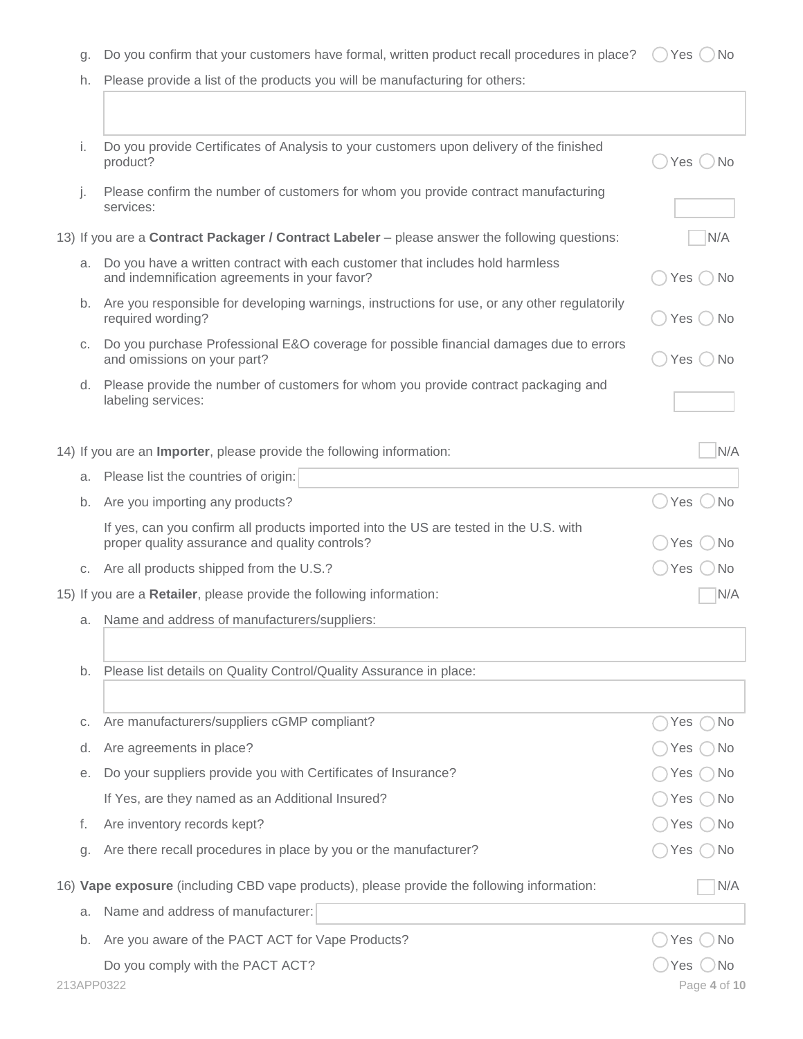g. Do you confirm that your customers have formal, written product recall procedures in place? ◯ Yes ◯ No

h. Please provide a list of the products you will be manufacturing for others:

i. Do you provide Certificates of Analysis to your customers upon delivery of the finished product? ◯ Yes ◯ No

j. Please confirm the number of customers for whom you provide contract manufacturing services:

13) If you are a **Contract Packager / Contract Labeler** – please answer the following questions: ☐ N/A

a. Do you have a written contract with each customer that includes hold harmless and indemnification agreements in your favor? ◯ Yes ◯ No

b. Are you responsible for developing warnings, instructions for use, or any other regulatorily required wording? ◯ Yes ◯ No

c. Do you purchase Professional E&O coverage for possible financial damages due to errors and omissions on your part? ◯ Yes ◯ No

d. Please provide the number of customers for whom you provide contract packaging and labeling services:

14) If you are an **Importer**, please provide the following information: ☐ N/A

a. Please list the countries of origin:

b. Are you importing any products? ◯ Yes ◯ No

If yes, can you confirm all products imported into the US are tested in the U.S. with proper quality assurance and quality controls? ◯ Yes ◯ No

c. Are all products shipped from the U.S.? ◯ Yes ◯ No

15) If you are a **Retailer**, please provide the following information: ☐ N/A

a. Name and address of manufacturers/suppliers:

b. Please list details on Quality Control/Quality Assurance in place:

c. Are manufacturers/suppliers cGMP compliant? ◯ Yes ◯ No

d. Are agreements in place? ◯ Yes ◯ No

e. Do your suppliers provide you with Certificates of Insurance? ◯ Yes ◯ No

If Yes, are they named as an Additional Insured? ◯ Yes ◯ No

f. Are inventory records kept? ◯ Yes ◯ No

g. Are there recall procedures in place by you or the manufacturer? ◯ Yes ◯ No

16) **Vape exposure** (including CBD vape products), please provide the following information: ☐ N/A

a. Name and address of manufacturer:

b. Are you aware of the PACT ACT for Vape Products? ◯ Yes ◯ No

Do you comply with the PACT ACT? ◯ Yes ◯ No

213APP0322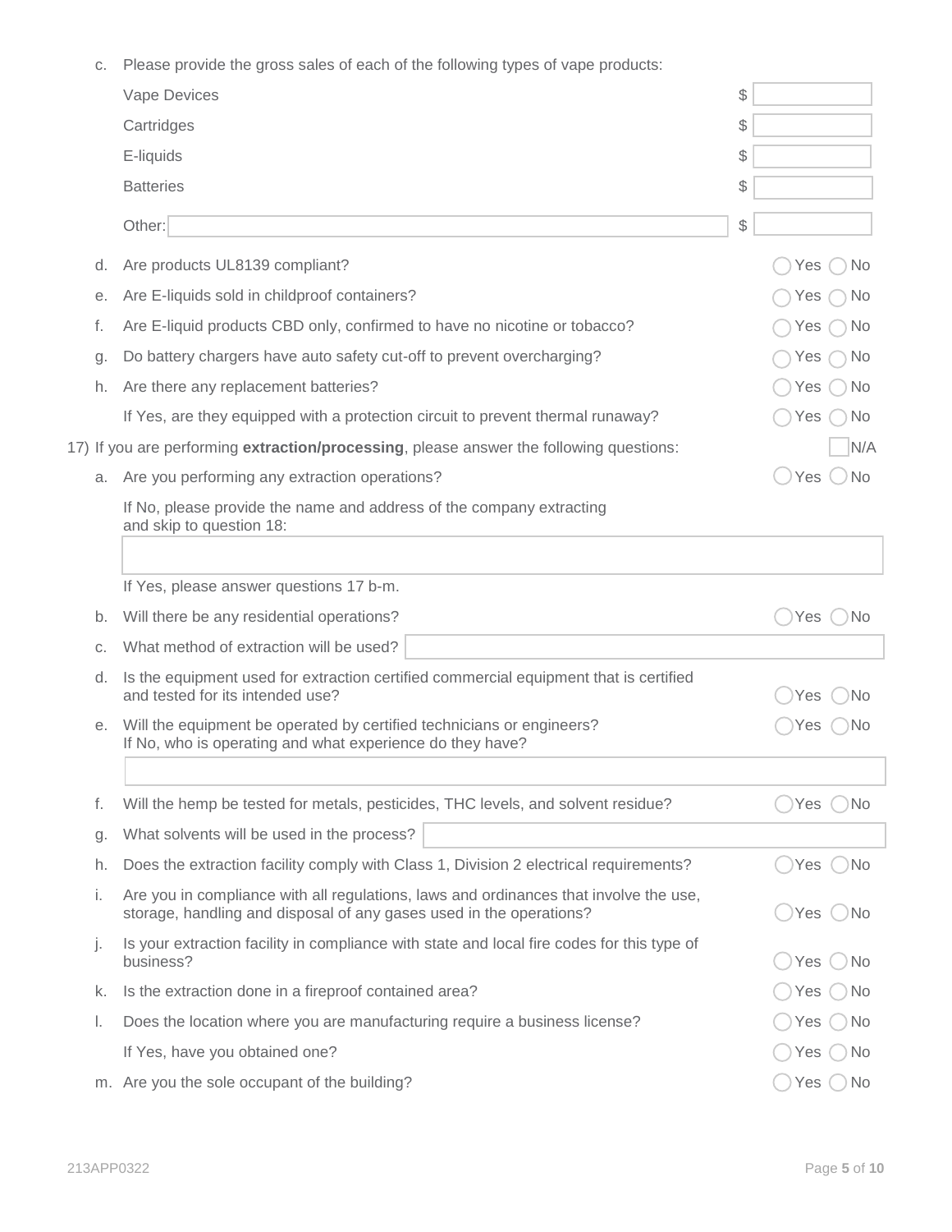c. Please provide the gross sales of each of the following types of vape products:

Vape Devices $ ______

Cartridges $ ______

E-liquids $ ______

Batteries $ ______

Other: ______ $ ______

d. Are products UL8139 compliant? ◯ Yes ◯ No

e. Are E-liquids sold in childproof containers? ◯ Yes ◯ No

f. Are E-liquid products CBD only, confirmed to have no nicotine or tobacco? ◯ Yes ◯ No

g. Do battery chargers have auto safety cut-off to prevent overcharging? ◯ Yes ◯ No

h. Are there any replacement batteries? ◯ Yes ◯ No

If Yes, are they equipped with a protection circuit to prevent thermal runaway? ◯ Yes ◯ No

17) If you are performing **extraction/processing**, please answer the following questions: ☐ N/A

a. Are you performing any extraction operations? ◯ Yes ◯ No

If No, please provide the name and address of the company extracting and skip to question 18:

______

If Yes, please answer questions 17 b-m.

b. Will there be any residential operations? ◯ Yes ◯ No

c. What method of extraction will be used? ______

d. Is the equipment used for extraction certified commercial equipment that is certified and tested for its intended use? ◯ Yes ◯ No

e. Will the equipment be operated by certified technicians or engineers? ◯ Yes ◯ No
If No, who is operating and what experience do they have?

______

f. Will the hemp be tested for metals, pesticides, THC levels, and solvent residue? ◯ Yes ◯ No

g. What solvents will be used in the process? ______

h. Does the extraction facility comply with Class 1, Division 2 electrical requirements? ◯ Yes ◯ No

i. Are you in compliance with all regulations, laws and ordinances that involve the use, storage, handling and disposal of any gases used in the operations? ◯ Yes ◯ No

j. Is your extraction facility in compliance with state and local fire codes for this type of business? ◯ Yes ◯ No

k. Is the extraction done in a fireproof contained area? ◯ Yes ◯ No

l. Does the location where you are manufacturing require a business license? ◯ Yes ◯ No

If Yes, have you obtained one? ◯ Yes ◯ No

m. Are you the sole occupant of the building? ◯ Yes ◯ No

213APP0322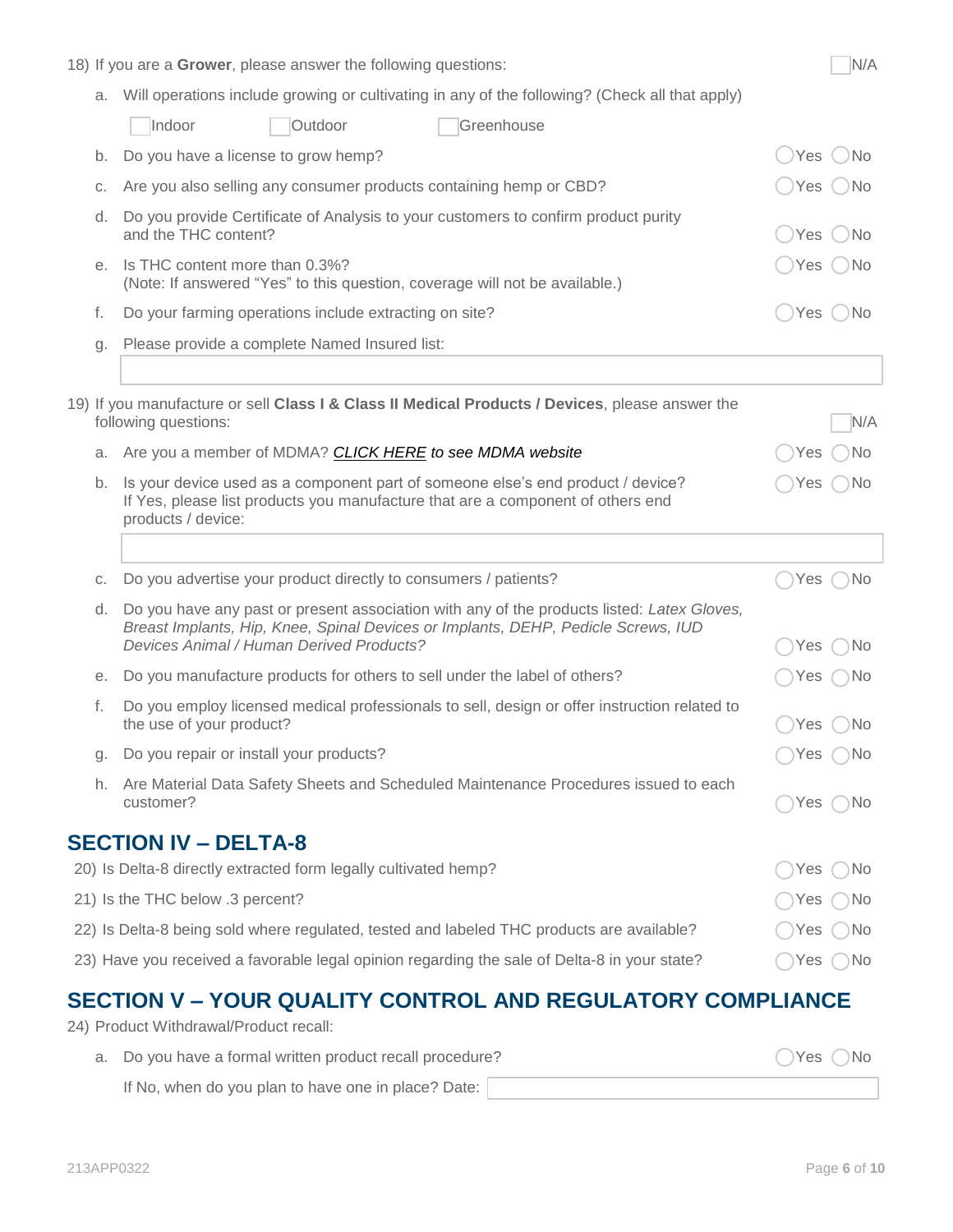18) If you are a **Grower**, please answer the following questions: ☐ N/A

a. Will operations include growing or cultivating in any of the following? (Check all that apply)

☐ Indoor ☐ Outdoor ☐ Greenhouse

b. Do you have a license to grow hemp? ◯ Yes ◯ No

c. Are you also selling any consumer products containing hemp or CBD? ◯ Yes ◯ No

d. Do you provide Certificate of Analysis to your customers to confirm product purity and the THC content? ◯ Yes ◯ No

e. Is THC content more than 0.3%? ◯ Yes ◯ No
(Note: If answered "Yes" to this question, coverage will not be available.)

f. Do your farming operations include extracting on site? ◯ Yes ◯ No

g. Please provide a complete Named Insured list:

\_\_\_\_\_\_\_\_\_\_\_\_\_\_\_\_\_\_\_\_\_\_\_\_\_\_\_\_\_\_\_\_\_\_\_\_\_\_\_\_

19) If you manufacture or sell **Class I & Class II Medical Products / Devices**, please answer the following questions: ☐ N/A

a. Are you a member of MDMA? *CLICK HERE to see MDMA website* ◯ Yes ◯ No

b. Is your device used as a component part of someone else's end product / device? ◯ Yes ◯ No
If Yes, please list products you manufacture that are a component of others end products / device:

\_\_\_\_\_\_\_\_\_\_\_\_\_\_\_\_\_\_\_\_\_\_\_\_\_\_\_\_\_\_\_\_\_\_\_\_\_\_\_\_

c. Do you advertise your product directly to consumers / patients? ◯ Yes ◯ No

d. Do you have any past or present association with any of the products listed: *Latex Gloves, Breast Implants, Hip, Knee, Spinal Devices or Implants, DEHP, Pedicle Screws, IUD Devices Animal / Human Derived Products?* ◯ Yes ◯ No

e. Do you manufacture products for others to sell under the label of others? ◯ Yes ◯ No

f. Do you employ licensed medical professionals to sell, design or offer instruction related to the use of your product? ◯ Yes ◯ No

g. Do you repair or install your products? ◯ Yes ◯ No

h. Are Material Data Safety Sheets and Scheduled Maintenance Procedures issued to each customer? ◯ Yes ◯ No

## SECTION IV – DELTA-8

20) Is Delta-8 directly extracted form legally cultivated hemp? ◯ Yes ◯ No

21) Is the THC below .3 percent? ◯ Yes ◯ No

22) Is Delta-8 being sold where regulated, tested and labeled THC products are available? ◯ Yes ◯ No

23) Have you received a favorable legal opinion regarding the sale of Delta-8 in your state? ◯ Yes ◯ No

## SECTION V – YOUR QUALITY CONTROL AND REGULATORY COMPLIANCE

24) Product Withdrawal/Product recall:

a. Do you have a formal written product recall procedure? ◯ Yes ◯ No

If No, when do you plan to have one in place? Date: \_\_\_\_\_\_\_\_\_\_\_\_\_\_\_\_\_\_\_\_

213APP0322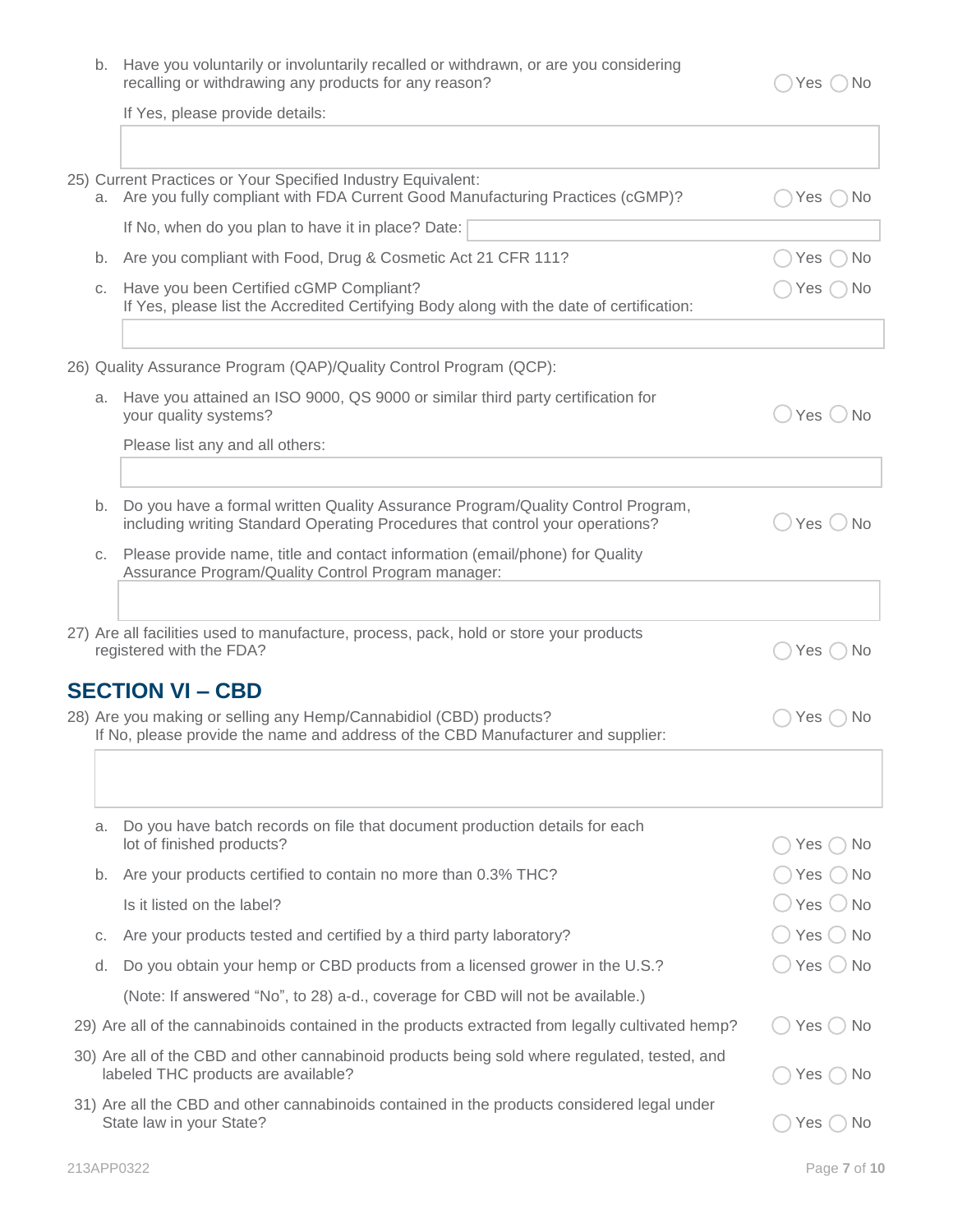b. Have you voluntarily or involuntarily recalled or withdrawn, or are you considering recalling or withdrawing any products for any reason? ◯ Yes ◯ No

If Yes, please provide details:

25) Current Practices or Your Specified Industry Equivalent:

a. Are you fully compliant with FDA Current Good Manufacturing Practices (cGMP)? ◯ Yes ◯ No

If No, when do you plan to have it in place? Date:

b. Are you compliant with Food, Drug & Cosmetic Act 21 CFR 111? ◯ Yes ◯ No

c. Have you been Certified cGMP Compliant? ◯ Yes ◯ No
If Yes, please list the Accredited Certifying Body along with the date of certification:

26) Quality Assurance Program (QAP)/Quality Control Program (QCP):

a. Have you attained an ISO 9000, QS 9000 or similar third party certification for your quality systems? ◯ Yes ◯ No

Please list any and all others:

b. Do you have a formal written Quality Assurance Program/Quality Control Program, including writing Standard Operating Procedures that control your operations? ◯ Yes ◯ No

c. Please provide name, title and contact information (email/phone) for Quality Assurance Program/Quality Control Program manager:

27) Are all facilities used to manufacture, process, pack, hold or store your products registered with the FDA? ◯ Yes ◯ No

## SECTION VI – CBD

28) Are you making or selling any Hemp/Cannabidiol (CBD) products? ◯ Yes ◯ No
If No, please provide the name and address of the CBD Manufacturer and supplier:

a. Do you have batch records on file that document production details for each lot of finished products? ◯ Yes ◯ No

b. Are your products certified to contain no more than 0.3% THC? ◯ Yes ◯ No

Is it listed on the label? ◯ Yes ◯ No

c. Are your products tested and certified by a third party laboratory? ◯ Yes ◯ No

d. Do you obtain your hemp or CBD products from a licensed grower in the U.S.? ◯ Yes ◯ No

(Note: If answered "No", to 28) a-d., coverage for CBD will not be available.)

29) Are all of the cannabinoids contained in the products extracted from legally cultivated hemp? ◯ Yes ◯ No

30) Are all of the CBD and other cannabinoid products being sold where regulated, tested, and labeled THC products are available? ◯ Yes ◯ No

31) Are all the CBD and other cannabinoids contained in the products considered legal under State law in your State? ◯ Yes ◯ No

213APP0322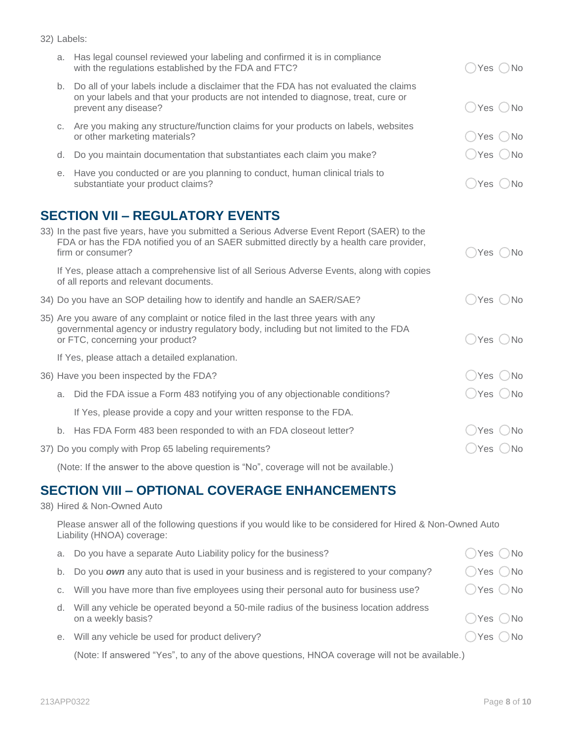32) Labels:

a. Has legal counsel reviewed your labeling and confirmed it is in compliance with the regulations established by the FDA and FTC? ◯Yes ◯No

b. Do all of your labels include a disclaimer that the FDA has not evaluated the claims on your labels and that your products are not intended to diagnose, treat, cure or prevent any disease? ◯Yes ◯No

c. Are you making any structure/function claims for your products on labels, websites or other marketing materials? ◯Yes ◯No

d. Do you maintain documentation that substantiates each claim you make? ◯Yes ◯No

e. Have you conducted or are you planning to conduct, human clinical trials to substantiate your product claims? ◯Yes ◯No

## SECTION VII – REGULATORY EVENTS

33) In the past five years, have you submitted a Serious Adverse Event Report (SAER) to the FDA or has the FDA notified you of an SAER submitted directly by a health care provider, firm or consumer? ◯Yes ◯No

If Yes, please attach a comprehensive list of all Serious Adverse Events, along with copies of all reports and relevant documents.

34) Do you have an SOP detailing how to identify and handle an SAER/SAE? ◯Yes ◯No

35) Are you aware of any complaint or notice filed in the last three years with any governmental agency or industry regulatory body, including but not limited to the FDA or FTC, concerning your product? ◯Yes ◯No

If Yes, please attach a detailed explanation.

36) Have you been inspected by the FDA? ◯Yes ◯No

a. Did the FDA issue a Form 483 notifying you of any objectionable conditions? ◯Yes ◯No

If Yes, please provide a copy and your written response to the FDA.

b. Has FDA Form 483 been responded to with an FDA closeout letter? ◯Yes ◯No

37) Do you comply with Prop 65 labeling requirements? ◯Yes ◯No

(Note: If the answer to the above question is "No", coverage will not be available.)

## SECTION VIII – OPTIONAL COVERAGE ENHANCEMENTS

38) Hired & Non-Owned Auto

Please answer all of the following questions if you would like to be considered for Hired & Non-Owned Auto Liability (HNOA) coverage:

a. Do you have a separate Auto Liability policy for the business? ◯Yes ◯No

b. Do you ***own*** any auto that is used in your business and is registered to your company? ◯Yes ◯No

c. Will you have more than five employees using their personal auto for business use? ◯Yes ◯No

d. Will any vehicle be operated beyond a 50-mile radius of the business location address on a weekly basis? ◯Yes ◯No

e. Will any vehicle be used for product delivery? ◯Yes ◯No

(Note: If answered "Yes", to any of the above questions, HNOA coverage will not be available.)

213APP0322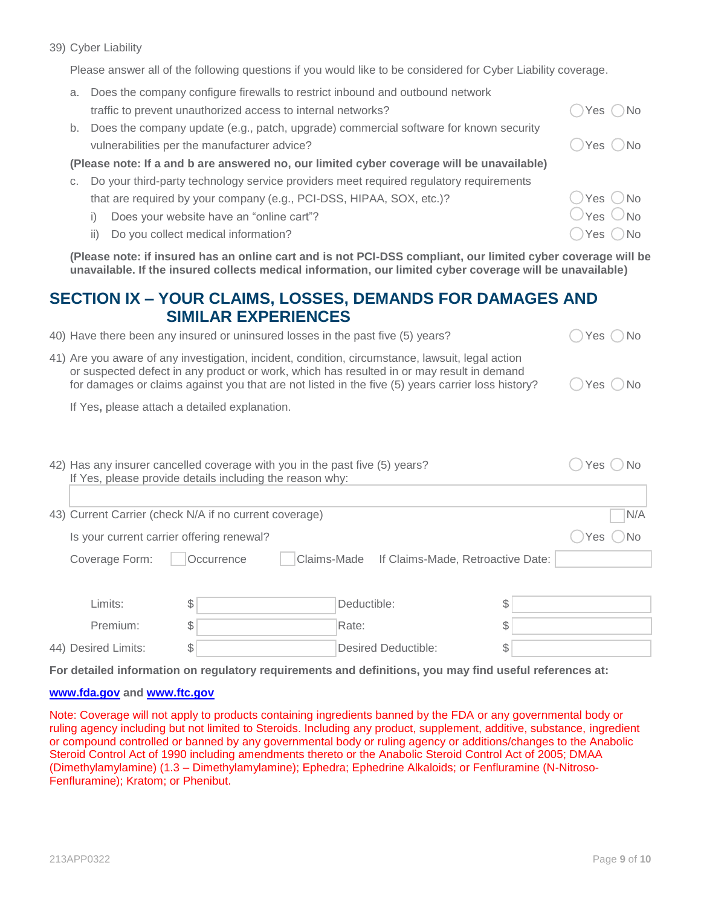39) Cyber Liability

Please answer all of the following questions if you would like to be considered for Cyber Liability coverage.

a. Does the company configure firewalls to restrict inbound and outbound network traffic to prevent unauthorized access to internal networks? ◯ Yes ◯ No

b. Does the company update (e.g., patch, upgrade) commercial software for known security vulnerabilities per the manufacturer advice? ◯ Yes ◯ No

**(Please note: If a and b are answered no, our limited cyber coverage will be unavailable)**

c. Do your third-party technology service providers meet required regulatory requirements that are required by your company (e.g., PCI-DSS, HIPAA, SOX, etc.)? ◯ Yes ◯ No

i) Does your website have an "online cart"? ◯ Yes ◯ No

ii) Do you collect medical information? ◯ Yes ◯ No

**(Please note: if insured has an online cart and is not PCI-DSS compliant, our limited cyber coverage will be unavailable. If the insured collects medical information, our limited cyber coverage will be unavailable)**

## SECTION IX – YOUR CLAIMS, LOSSES, DEMANDS FOR DAMAGES AND SIMILAR EXPERIENCES

40) Have there been any insured or uninsured losses in the past five (5) years? ◯ Yes ◯ No

41) Are you aware of any investigation, incident, condition, circumstance, lawsuit, legal action or suspected defect in any product or work, which has resulted in or may result in demand for damages or claims against you that are not listed in the five (5) years carrier loss history? ◯ Yes ◯ No

If Yes**,** please attach a detailed explanation.

42) Has any insurer cancelled coverage with you in the past five (5) years? ◯ Yes ◯ No
If Yes, please provide details including the reason why: ______

43) Current Carrier (check N/A if no current coverage) ☐ N/A

Is your current carrier offering renewal? ◯ Yes ◯ No

Coverage Form: ☐ Occurrence ☐ Claims-Made If Claims-Made, Retroactive Date: ______

| | | | |
|---|---|---|---|
| Limits: | $ | Deductible: | $ |
| Premium: | $ | Rate: | $ |

44) Desired Limits: $ ______ Desired Deductible: $ ______

**For detailed information on regulatory requirements and definitions, you may find useful references at:**

**[www.fda.gov](http://www.fda.gov) and [www.ftc.gov](http://www.ftc.gov)**

Note: Coverage will not apply to products containing ingredients banned by the FDA or any governmental body or ruling agency including but not limited to Steroids. Including any product, supplement, additive, substance, ingredient or compound controlled or banned by any governmental body or ruling agency or additions/changes to the Anabolic Steroid Control Act of 1990 including amendments thereto or the Anabolic Steroid Control Act of 2005; DMAA (Dimethylamylamine) (1.3 – Dimethylamylamine); Ephedra; Ephedrine Alkaloids; or Fenfluramine (N-Nitroso-Fenfluramine); Kratom; or Phenibut.

213APP0322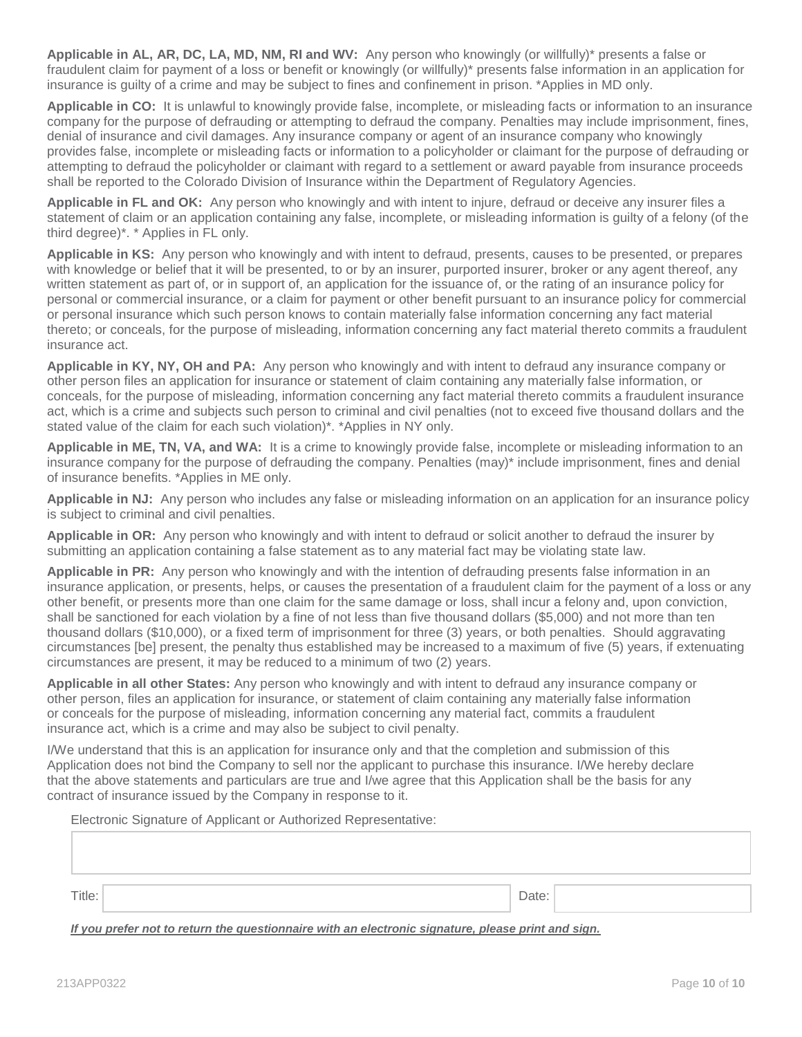**Applicable in AL, AR, DC, LA, MD, NM, RI and WV:** Any person who knowingly (or willfully)* presents a false or fraudulent claim for payment of a loss or benefit or knowingly (or willfully)* presents false information in an application for insurance is guilty of a crime and may be subject to fines and confinement in prison. *Applies in MD only.

**Applicable in CO:** It is unlawful to knowingly provide false, incomplete, or misleading facts or information to an insurance company for the purpose of defrauding or attempting to defraud the company. Penalties may include imprisonment, fines, denial of insurance and civil damages. Any insurance company or agent of an insurance company who knowingly provides false, incomplete or misleading facts or information to a policyholder or claimant for the purpose of defrauding or attempting to defraud the policyholder or claimant with regard to a settlement or award payable from insurance proceeds shall be reported to the Colorado Division of Insurance within the Department of Regulatory Agencies.

**Applicable in FL and OK:** Any person who knowingly and with intent to injure, defraud or deceive any insurer files a statement of claim or an application containing any false, incomplete, or misleading information is guilty of a felony (of the third degree)*. * Applies in FL only.

**Applicable in KS:** Any person who knowingly and with intent to defraud, presents, causes to be presented, or prepares with knowledge or belief that it will be presented, to or by an insurer, purported insurer, broker or any agent thereof, any written statement as part of, or in support of, an application for the issuance of, or the rating of an insurance policy for personal or commercial insurance, or a claim for payment or other benefit pursuant to an insurance policy for commercial or personal insurance which such person knows to contain materially false information concerning any fact material thereto; or conceals, for the purpose of misleading, information concerning any fact material thereto commits a fraudulent insurance act.

**Applicable in KY, NY, OH and PA:** Any person who knowingly and with intent to defraud any insurance company or other person files an application for insurance or statement of claim containing any materially false information, or conceals, for the purpose of misleading, information concerning any fact material thereto commits a fraudulent insurance act, which is a crime and subjects such person to criminal and civil penalties (not to exceed five thousand dollars and the stated value of the claim for each such violation)*. *Applies in NY only.

**Applicable in ME, TN, VA, and WA:** It is a crime to knowingly provide false, incomplete or misleading information to an insurance company for the purpose of defrauding the company. Penalties (may)* include imprisonment, fines and denial of insurance benefits. *Applies in ME only.

**Applicable in NJ:** Any person who includes any false or misleading information on an application for an insurance policy is subject to criminal and civil penalties.

**Applicable in OR:** Any person who knowingly and with intent to defraud or solicit another to defraud the insurer by submitting an application containing a false statement as to any material fact may be violating state law.

**Applicable in PR:** Any person who knowingly and with the intention of defrauding presents false information in an insurance application, or presents, helps, or causes the presentation of a fraudulent claim for the payment of a loss or any other benefit, or presents more than one claim for the same damage or loss, shall incur a felony and, upon conviction, shall be sanctioned for each violation by a fine of not less than five thousand dollars ($5,000) and not more than ten thousand dollars ($10,000), or a fixed term of imprisonment for three (3) years, or both penalties. Should aggravating circumstances [be] present, the penalty thus established may be increased to a maximum of five (5) years, if extenuating circumstances are present, it may be reduced to a minimum of two (2) years.

**Applicable in all other States:** Any person who knowingly and with intent to defraud any insurance company or other person, files an application for insurance, or statement of claim containing any materially false information or conceals for the purpose of misleading, information concerning any material fact, commits a fraudulent insurance act, which is a crime and may also be subject to civil penalty.

I/We understand that this is an application for insurance only and that the completion and submission of this Application does not bind the Company to sell nor the applicant to purchase this insurance. I/We hereby declare that the above statements and particulars are true and I/we agree that this Application shall be the basis for any contract of insurance issued by the Company in response to it.

Electronic Signature of Applicant or Authorized Representative:

Title: Date:

***If you prefer not to return the questionnaire with an electronic signature, please print and sign.***

213APP0322